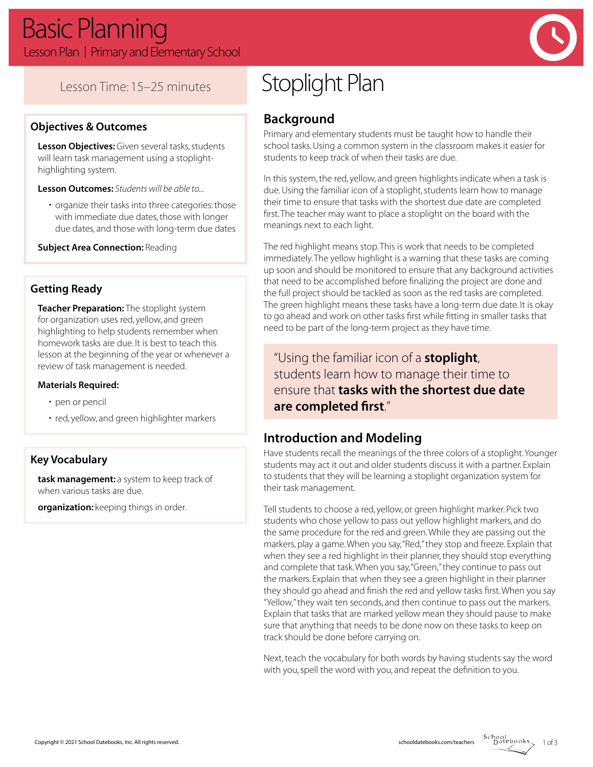# Basic Planning

Lesson Plan | Primary and Elementary School

Lesson Time: 15–25 minutes

## Objectives & Outcomes

**Lesson Objectives:** Given several tasks, students will learn task management using a stoplight-highlighting system.

**Lesson Outcomes:** *Students will be able to...*

- organize their tasks into three categories: those with immediate due dates, those with longer due dates, and those with long-term due dates

**Subject Area Connection:** Reading

## Getting Ready

**Teacher Preparation:** The stoplight system for organization uses red, yellow, and green highlighting to help students remember when homework tasks are due. It is best to teach this lesson at the beginning of the year or whenever a review of task management is needed.

**Materials Required:**

- pen or pencil
- red, yellow, and green highlighter markers

## Key Vocabulary

**task management:** a system to keep track of when various tasks are due.

**organization:** keeping things in order.

# Stoplight Plan

## Background

Primary and elementary students must be taught how to handle their school tasks. Using a common system in the classroom makes it easier for students to keep track of when their tasks are due.

In this system, the red, yellow, and green highlights indicate when a task is due. Using the familiar icon of a stoplight, students learn how to manage their time to ensure that tasks with the shortest due date are completed first. The teacher may want to place a stoplight on the board with the meanings next to each light.

The red highlight means stop. This is work that needs to be completed immediately. The yellow highlight is a warning that these tasks are coming up soon and should be monitored to ensure that any background activities that need to be accomplished before finalizing the project are done and the full project should be tackled as soon as the red tasks are completed. The green highlight means these tasks have a long-term due date. It is okay to go ahead and work on other tasks first while fitting in smaller tasks that need to be part of the long-term project as they have time.

> "Using the familiar icon of a **stoplight**, students learn how to manage their time to ensure that **tasks with the shortest due date are completed first**."

## Introduction and Modeling

Have students recall the meanings of the three colors of a stoplight. Younger students may act it out and older students discuss it with a partner. Explain to students that they will be learning a stoplight organization system for their task management.

Tell students to choose a red, yellow, or green highlight marker. Pick two students who chose yellow to pass out yellow highlight markers, and do the same procedure for the red and green. While they are passing out the markers, play a game. When you say, "Red," they stop and freeze. Explain that when they see a red highlight in their planner, they should stop everything and complete that task. When you say, "Green," they continue to pass out the markers. Explain that when they see a green highlight in their planner they should go ahead and finish the red and yellow tasks first. When you say "Yellow," they wait ten seconds, and then continue to pass out the markers. Explain that tasks that are marked yellow mean they should pause to make sure that anything that needs to be done now on these tasks to keep on track should be done before carrying on.

Next, teach the vocabulary for both words by having students say the word with you, spell the word with you, and repeat the definition to you.

Copyright © 2021 School Datebooks, Inc. All rights reserved. schooldatebooks.com/teachers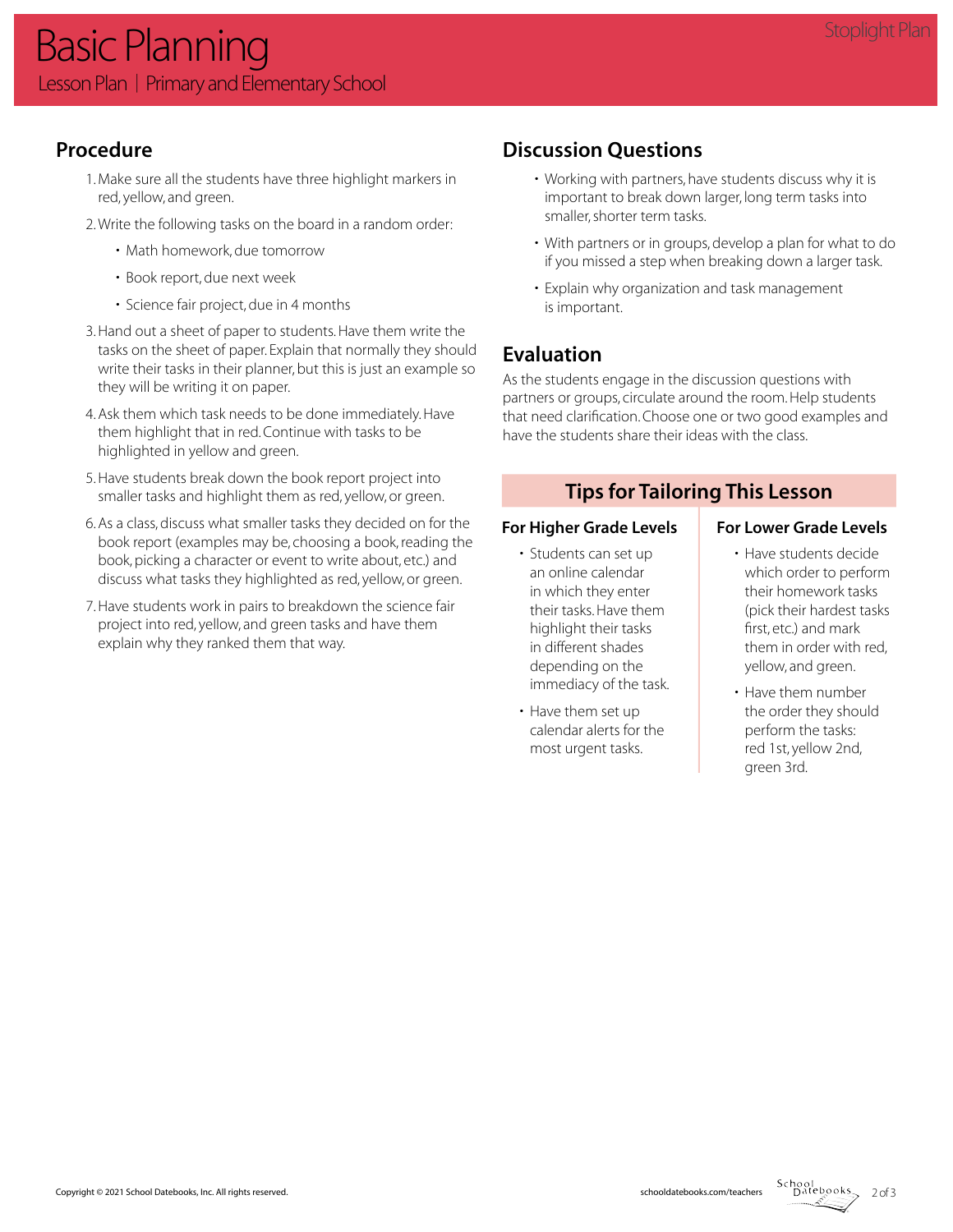# Basic Planning

Lesson Plan | Primary and Elementary School

## Procedure

1. Make sure all the students have three highlight markers in red, yellow, and green.
2. Write the following tasks on the board in a random order:
   - Math homework, due tomorrow
   - Book report, due next week
   - Science fair project, due in 4 months
3. Hand out a sheet of paper to students. Have them write the tasks on the sheet of paper. Explain that normally they should write their tasks in their planner, but this is just an example so they will be writing it on paper.
4. Ask them which task needs to be done immediately. Have them highlight that in red. Continue with tasks to be highlighted in yellow and green.
5. Have students break down the book report project into smaller tasks and highlight them as red, yellow, or green.
6. As a class, discuss what smaller tasks they decided on for the book report (examples may be, choosing a book, reading the book, picking a character or event to write about, etc.) and discuss what tasks they highlighted as red, yellow, or green.
7. Have students work in pairs to breakdown the science fair project into red, yellow, and green tasks and have them explain why they ranked them that way.

## Discussion Questions

- Working with partners, have students discuss why it is important to break down larger, long term tasks into smaller, shorter term tasks.
- With partners or in groups, develop a plan for what to do if you missed a step when breaking down a larger task.
- Explain why organization and task management is important.

## Evaluation

As the students engage in the discussion questions with partners or groups, circulate around the room. Help students that need clarification. Choose one or two good examples and have the students share their ideas with the class.

## Tips for Tailoring This Lesson

### For Higher Grade Levels

- Students can set up an online calendar in which they enter their tasks. Have them highlight their tasks in different shades depending on the immediacy of the task.
- Have them set up calendar alerts for the most urgent tasks.

### For Lower Grade Levels

- Have students decide which order to perform their homework tasks (pick their hardest tasks first, etc.) and mark them in order with red, yellow, and green.
- Have them number the order they should perform the tasks: red 1st, yellow 2nd, green 3rd.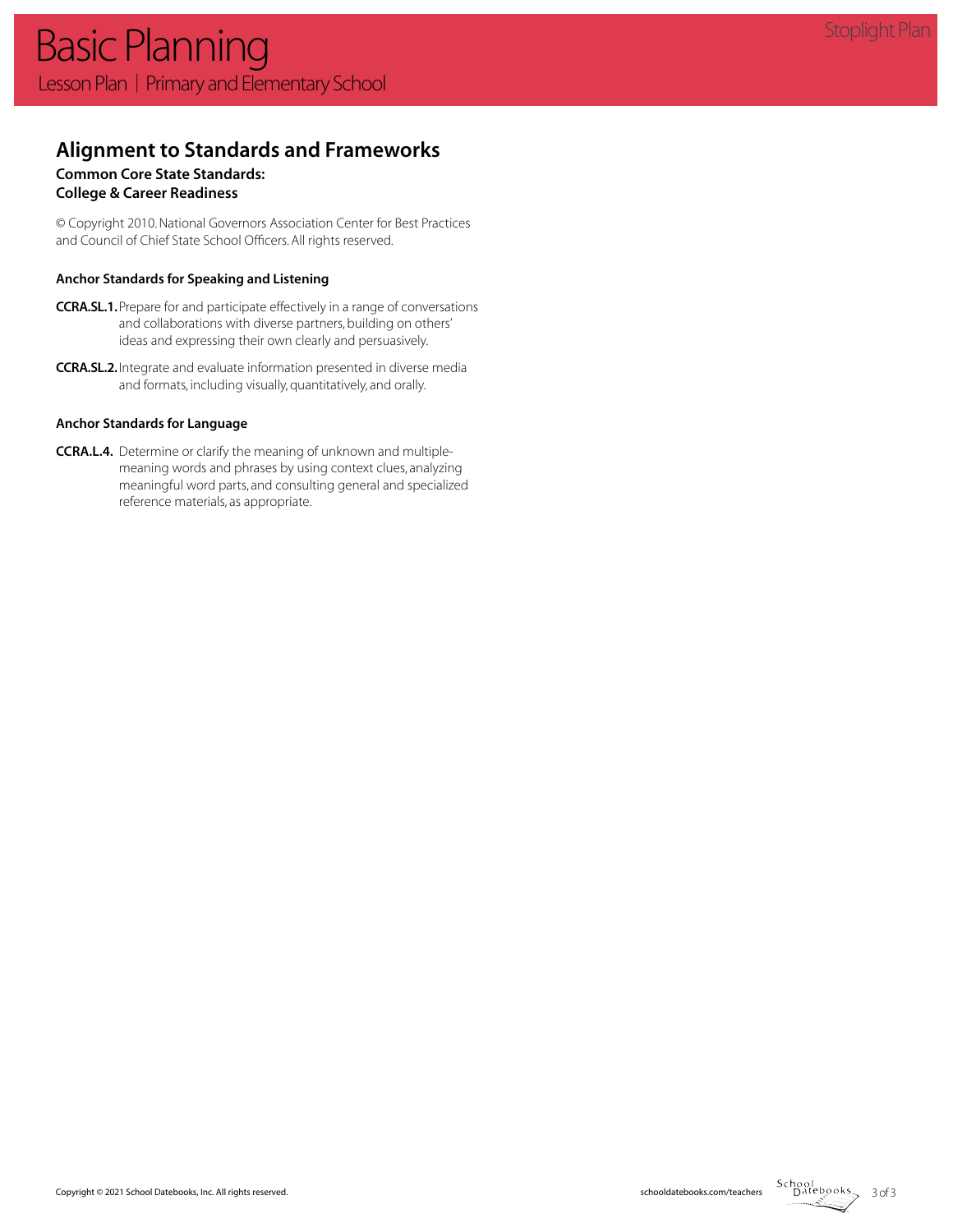## Alignment to Standards and Frameworks

**Common Core State Standards:**
**College & Career Readiness**

© Copyright 2010. National Governors Association Center for Best Practices and Council of Chief State School Officers. All rights reserved.

**Anchor Standards for Speaking and Listening**

**CCRA.SL.1.** Prepare for and participate effectively in a range of conversations and collaborations with diverse partners, building on others' ideas and expressing their own clearly and persuasively.

**CCRA.SL.2.** Integrate and evaluate information presented in diverse media and formats, including visually, quantitatively, and orally.

**Anchor Standards for Language**

**CCRA.L.4.** Determine or clarify the meaning of unknown and multiple-meaning words and phrases by using context clues, analyzing meaningful word parts, and consulting general and specialized reference materials, as appropriate.